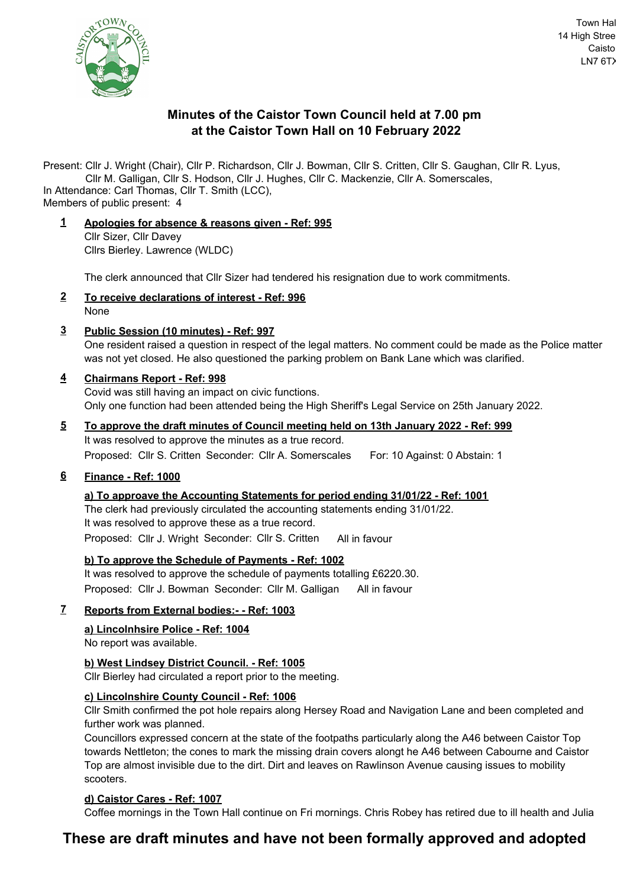Town Hal
14 High Stree
Caisto
LN7 6TX

# Minutes of the Caistor Town Council held at 7.00 pm at the Caistor Town Hall on 10 February 2022

Present: Cllr J. Wright (Chair), Cllr P. Richardson, Cllr J. Bowman, Cllr S. Critten, Cllr S. Gaughan, Cllr R. Lyus, Cllr M. Galligan, Cllr S. Hodson, Cllr J. Hughes, Cllr C. Mackenzie, Cllr A. Somerscales,
In Attendance: Carl Thomas, Cllr T. Smith (LCC),
Members of public present: 4

## 1 Apologies for absence & reasons given - Ref: 995

Cllr Sizer, Cllr Davey
Cllrs Bierley. Lawrence (WLDC)

The clerk announced that Cllr Sizer had tendered his resignation due to work commitments.

## 2 To receive declarations of interest - Ref: 996

None

## 3 Public Session (10 minutes) - Ref: 997

One resident raised a question in respect of the legal matters. No comment could be made as the Police matter was not yet closed. He also questioned the parking problem on Bank Lane which was clarified.

## 4 Chairmans Report - Ref: 998

Covid was still having an impact on civic functions.
Only one function had been attended being the High Sheriff's Legal Service on 25th January 2022.

## 5 To approve the draft minutes of Council meeting held on 13th January 2022 - Ref: 999

It was resolved to approve the minutes as a true record.
Proposed: Cllr S. Critten Seconder: Cllr A. Somerscales For: 10 Against: 0 Abstain: 1

## 6 Finance - Ref: 1000

### a) To approave the Accounting Statements for period ending 31/01/22 - Ref: 1001

The clerk had previously circulated the accounting statements ending 31/01/22.
It was resolved to approve these as a true record.
Proposed: Cllr J. Wright Seconder: Cllr S. Critten All in favour

### b) To approve the Schedule of Payments - Ref: 1002

It was resolved to approve the schedule of payments totalling £6220.30.
Proposed: Cllr J. Bowman Seconder: Cllr M. Galligan All in favour

## 7 Reports from External bodies:- - Ref: 1003

### a) Lincolnhsire Police - Ref: 1004

No report was available.

### b) West Lindsey District Council. - Ref: 1005

Cllr Bierley had circulated a report prior to the meeting.

### c) Lincolnshire County Council - Ref: 1006

Cllr Smith confirmed the pot hole repairs along Hersey Road and Navigation Lane and been completed and further work was planned.
Councillors expressed concern at the state of the footpaths particularly along the A46 between Caistor Top towards Nettleton; the cones to mark the missing drain covers alongt he A46 between Cabourne and Caistor Top are almost invisible due to the dirt. Dirt and leaves on Rawlinson Avenue causing issues to mobility scooters.

### d) Caistor Cares - Ref: 1007

Coffee mornings in the Town Hall continue on Fri mornings. Chris Robey has retired due to ill health and Julia

**These are draft minutes and have not been formally approved and adopted**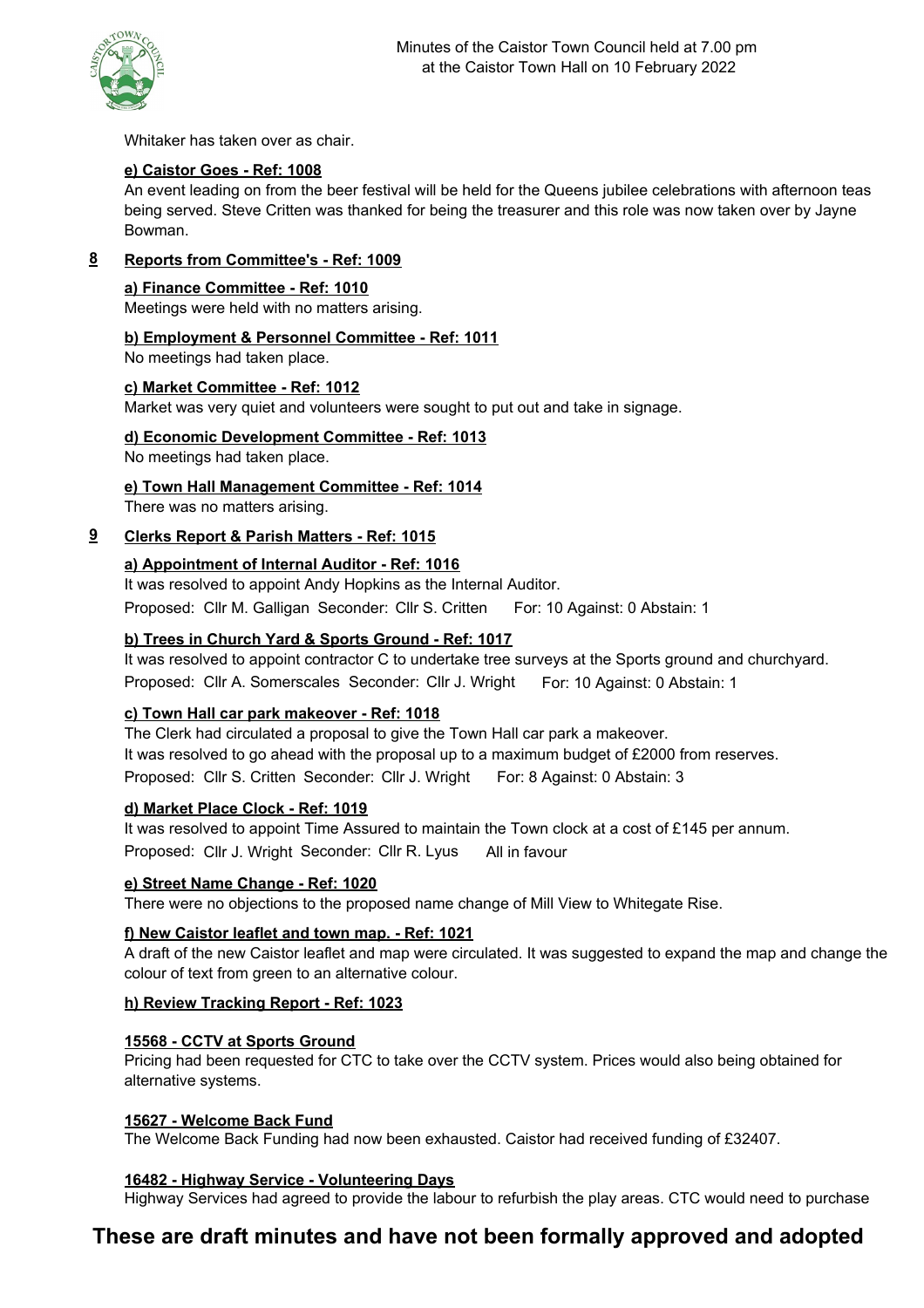Whitaker has taken over as chair.

**e) Caistor Goes - Ref: 1008**

An event leading on from the beer festival will be held for the Queens jubilee celebrations with afternoon teas being served. Steve Critten was thanked for being the treasurer and this role was now taken over by Jayne Bowman.

## 8 Reports from Committee's - Ref: 1009

**a) Finance Committee - Ref: 1010**

Meetings were held with no matters arising.

**b) Employment & Personnel Committee - Ref: 1011**

No meetings had taken place.

**c) Market Committee - Ref: 1012**

Market was very quiet and volunteers were sought to put out and take in signage.

**d) Economic Development Committee - Ref: 1013**

No meetings had taken place.

**e) Town Hall Management Committee - Ref: 1014**

There was no matters arising.

## 9 Clerks Report & Parish Matters - Ref: 1015

**a) Appointment of Internal Auditor - Ref: 1016**

It was resolved to appoint Andy Hopkins as the Internal Auditor.

Proposed: Cllr M. Galligan Seconder: Cllr S. Critten For: 10 Against: 0 Abstain: 1

**b) Trees in Church Yard & Sports Ground - Ref: 1017**

It was resolved to appoint contractor C to undertake tree surveys at the Sports ground and churchyard.

Proposed: Cllr A. Somerscales Seconder: Cllr J. Wright For: 10 Against: 0 Abstain: 1

**c) Town Hall car park makeover - Ref: 1018**

The Clerk had circulated a proposal to give the Town Hall car park a makeover.

It was resolved to go ahead with the proposal up to a maximum budget of £2000 from reserves.

Proposed: Cllr S. Critten Seconder: Cllr J. Wright For: 8 Against: 0 Abstain: 3

**d) Market Place Clock - Ref: 1019**

It was resolved to appoint Time Assured to maintain the Town clock at a cost of £145 per annum.

Proposed: Cllr J. Wright Seconder: Cllr R. Lyus All in favour

**e) Street Name Change - Ref: 1020**

There were no objections to the proposed name change of Mill View to Whitegate Rise.

**f) New Caistor leaflet and town map. - Ref: 1021**

A draft of the new Caistor leaflet and map were circulated. It was suggested to expand the map and change the colour of text from green to an alternative colour.

**h) Review Tracking Report - Ref: 1023**

**15568 - CCTV at Sports Ground**

Pricing had been requested for CTC to take over the CCTV system. Prices would also being obtained for alternative systems.

**15627 - Welcome Back Fund**

The Welcome Back Funding had now been exhausted. Caistor had received funding of £32407.

**16482 - Highway Service - Volunteering Days**

Highway Services had agreed to provide the labour to refurbish the play areas. CTC would need to purchase

**These are draft minutes and have not been formally approved and adopted**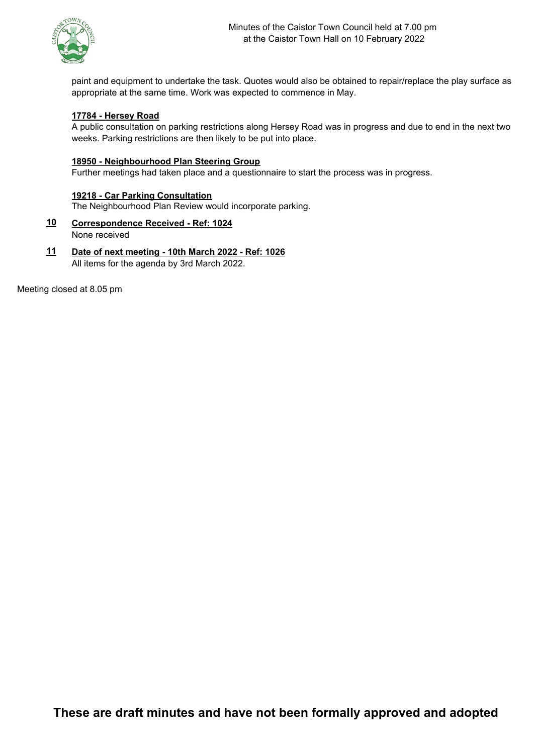paint and equipment to undertake the task. Quotes would also be obtained to repair/replace the play surface as appropriate at the same time. Work was expected to commence in May.

**17784 - Hersey Road**

A public consultation on parking restrictions along Hersey Road was in progress and due to end in the next two weeks. Parking restrictions are then likely to be put into place.

**18950 - Neighbourhood Plan Steering Group**

Further meetings had taken place and a questionnaire to start the process was in progress.

**19218 - Car Parking Consultation**

The Neighbourhood Plan Review would incorporate parking.

**10 Correspondence Received - Ref: 1024**

None received

**11 Date of next meeting - 10th March 2022 - Ref: 1026**

All items for the agenda by 3rd March 2022.

Meeting closed at 8.05 pm

**These are draft minutes and have not been formally approved and adopted**